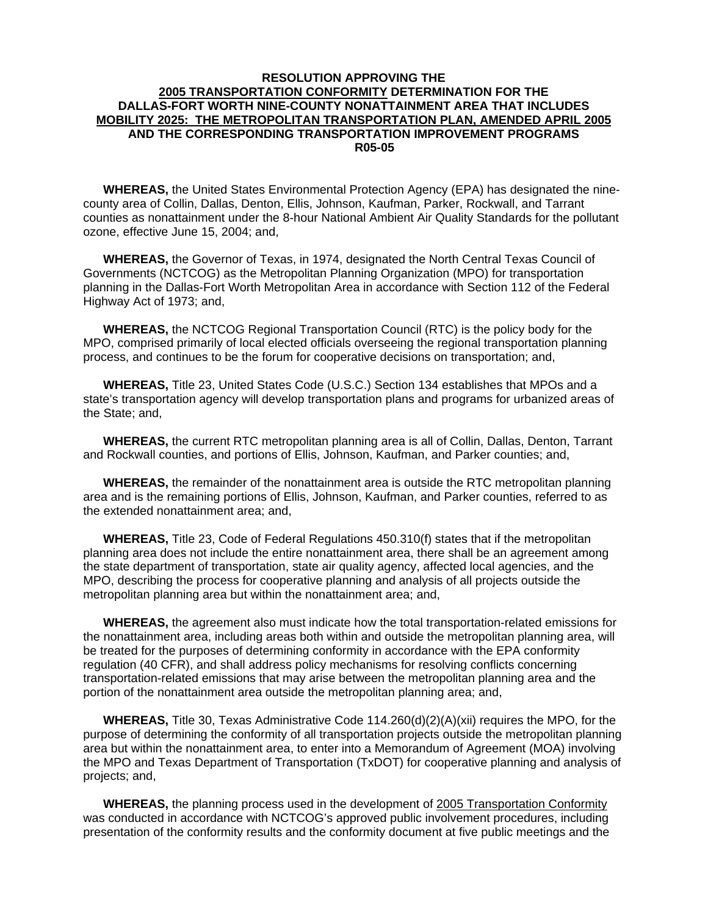# RESOLUTION APPROVING THE 2005 TRANSPORTATION CONFORMITY DETERMINATION FOR THE DALLAS-FORT WORTH NINE-COUNTY NONATTAINMENT AREA THAT INCLUDES MOBILITY 2025: THE METROPOLITAN TRANSPORTATION PLAN, AMENDED APRIL 2005 AND THE CORRESPONDING TRANSPORTATION IMPROVEMENT PROGRAMS R05-05

**WHEREAS,** the United States Environmental Protection Agency (EPA) has designated the nine-county area of Collin, Dallas, Denton, Ellis, Johnson, Kaufman, Parker, Rockwall, and Tarrant counties as nonattainment under the 8-hour National Ambient Air Quality Standards for the pollutant ozone, effective June 15, 2004; and,

**WHEREAS,** the Governor of Texas, in 1974, designated the North Central Texas Council of Governments (NCTCOG) as the Metropolitan Planning Organization (MPO) for transportation planning in the Dallas-Fort Worth Metropolitan Area in accordance with Section 112 of the Federal Highway Act of 1973; and,

**WHEREAS,** the NCTCOG Regional Transportation Council (RTC) is the policy body for the MPO, comprised primarily of local elected officials overseeing the regional transportation planning process, and continues to be the forum for cooperative decisions on transportation; and,

**WHEREAS,** Title 23, United States Code (U.S.C.) Section 134 establishes that MPOs and a state's transportation agency will develop transportation plans and programs for urbanized areas of the State; and,

**WHEREAS,** the current RTC metropolitan planning area is all of Collin, Dallas, Denton, Tarrant and Rockwall counties, and portions of Ellis, Johnson, Kaufman, and Parker counties; and,

**WHEREAS,** the remainder of the nonattainment area is outside the RTC metropolitan planning area and is the remaining portions of Ellis, Johnson, Kaufman, and Parker counties, referred to as the extended nonattainment area; and,

**WHEREAS,** Title 23, Code of Federal Regulations 450.310(f) states that if the metropolitan planning area does not include the entire nonattainment area, there shall be an agreement among the state department of transportation, state air quality agency, affected local agencies, and the MPO, describing the process for cooperative planning and analysis of all projects outside the metropolitan planning area but within the nonattainment area; and,

**WHEREAS,** the agreement also must indicate how the total transportation-related emissions for the nonattainment area, including areas both within and outside the metropolitan planning area, will be treated for the purposes of determining conformity in accordance with the EPA conformity regulation (40 CFR), and shall address policy mechanisms for resolving conflicts concerning transportation-related emissions that may arise between the metropolitan planning area and the portion of the nonattainment area outside the metropolitan planning area; and,

**WHEREAS,** Title 30, Texas Administrative Code 114.260(d)(2)(A)(xii) requires the MPO, for the purpose of determining the conformity of all transportation projects outside the metropolitan planning area but within the nonattainment area, to enter into a Memorandum of Agreement (MOA) involving the MPO and Texas Department of Transportation (TxDOT) for cooperative planning and analysis of projects; and,

**WHEREAS,** the planning process used in the development of 2005 Transportation Conformity was conducted in accordance with NCTCOG's approved public involvement procedures, including presentation of the conformity results and the conformity document at five public meetings and the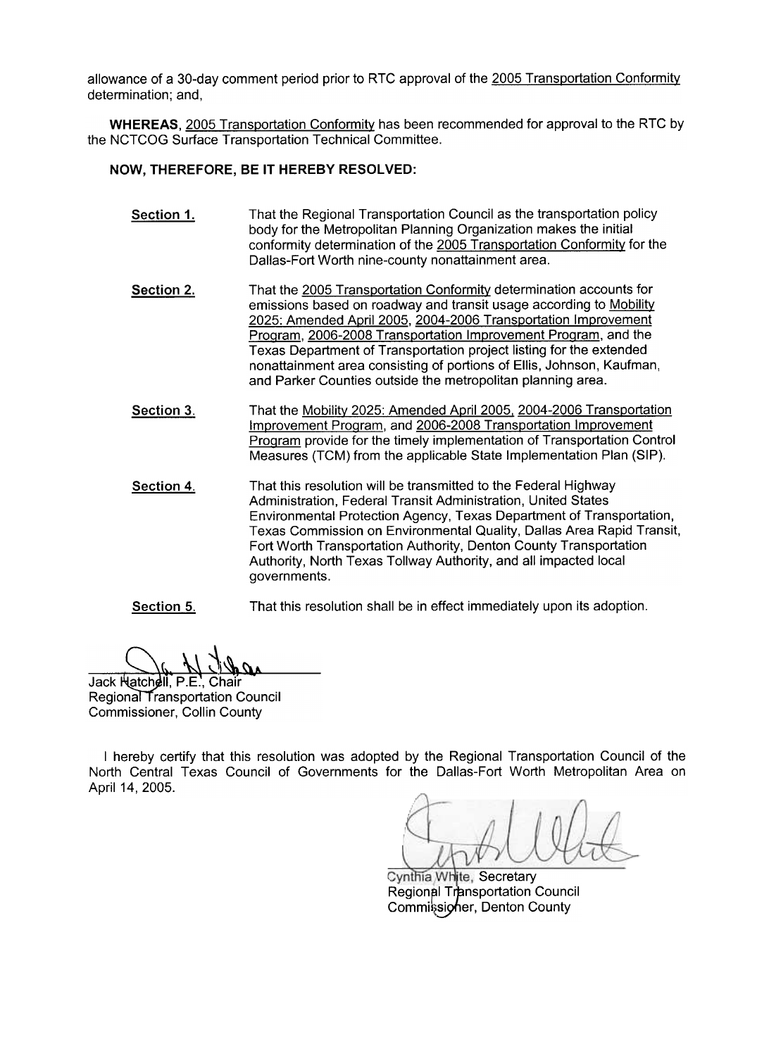allowance of a 30-day comment period prior to RTC approval of the <u>2005 Transportation Conformity</u> determination; and,

**WHEREAS**, <u>2005 Transportation Conformity</u> has been recommended for approval to the RTC by the NCTCOG Surface Transportation Technical Committee.

**NOW, THEREFORE, BE IT HEREBY RESOLVED:**

**<u>Section 1.</u>** That the Regional Transportation Council as the transportation policy body for the Metropolitan Planning Organization makes the initial conformity determination of the <u>2005 Transportation Conformity</u> for the Dallas-Fort Worth nine-county nonattainment area.

**<u>Section 2.</u>** That the <u>2005 Transportation Conformity</u> determination accounts for emissions based on roadway and transit usage according to <u>Mobility 2025: Amended April 2005</u>, <u>2004-2006 Transportation Improvement Program</u>, <u>2006-2008 Transportation Improvement Program</u>, and the Texas Department of Transportation project listing for the extended nonattainment area consisting of portions of Ellis, Johnson, Kaufman, and Parker Counties outside the metropolitan planning area.

**<u>Section 3.</u>** That the <u>Mobility 2025: Amended April 2005</u>, <u>2004-2006 Transportation Improvement Program</u>, and <u>2006-2008 Transportation Improvement Program</u> provide for the timely implementation of Transportation Control Measures (TCM) from the applicable State Implementation Plan (SIP).

**<u>Section 4.</u>** That this resolution will be transmitted to the Federal Highway Administration, Federal Transit Administration, United States Environmental Protection Agency, Texas Department of Transportation, Texas Commission on Environmental Quality, Dallas Area Rapid Transit, Fort Worth Transportation Authority, Denton County Transportation Authority, North Texas Tollway Authority, and all impacted local governments.

**<u>Section 5.</u>** That this resolution shall be in effect immediately upon its adoption.

Jack Hatchell, P.E., Chair
Regional Transportation Council
Commissioner, Collin County

I hereby certify that this resolution was adopted by the Regional Transportation Council of the North Central Texas Council of Governments for the Dallas-Fort Worth Metropolitan Area on April 14, 2005.

Cynthia White, Secretary
Regional Transportation Council
Commissioner, Denton County